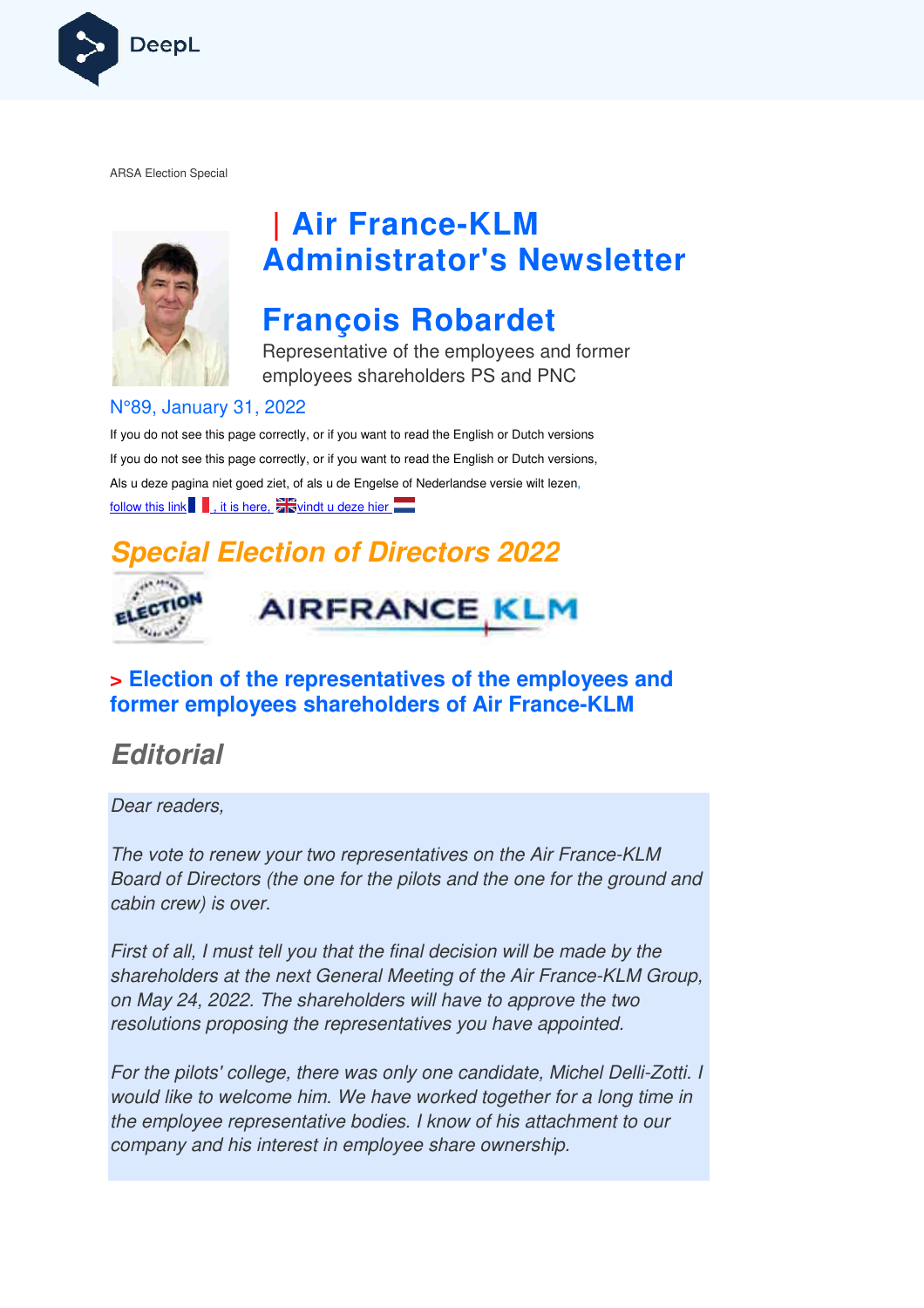ARSA Election Special

# | Air France-KLM Administrator's Newsletter

# François Robardet

Representative of the employees and former employees shareholders PS and PNC

N°89, January 31, 2022

If you do not see this page correctly, or if you want to read the English or Dutch versions

If you do not see this page correctly, or if you want to read the English or Dutch versions,

Als u deze pagina niet goed ziet, of als u de Engelse of Nederlandse versie wilt lezen,

follow this link , it is here, vindt u deze hier

## Special Election of Directors 2022

### > Election of the representatives of the employees and former employees shareholders of Air France-KLM

## Editorial

*Dear readers,*

*The vote to renew your two representatives on the Air France-KLM Board of Directors (the one for the pilots and the one for the ground and cabin crew) is over.*

*First of all, I must tell you that the final decision will be made by the shareholders at the next General Meeting of the Air France-KLM Group, on May 24, 2022. The shareholders will have to approve the two resolutions proposing the representatives you have appointed.*

*For the pilots' college, there was only one candidate, Michel Delli-Zotti. I would like to welcome him. We have worked together for a long time in the employee representative bodies. I know of his attachment to our company and his interest in employee share ownership.*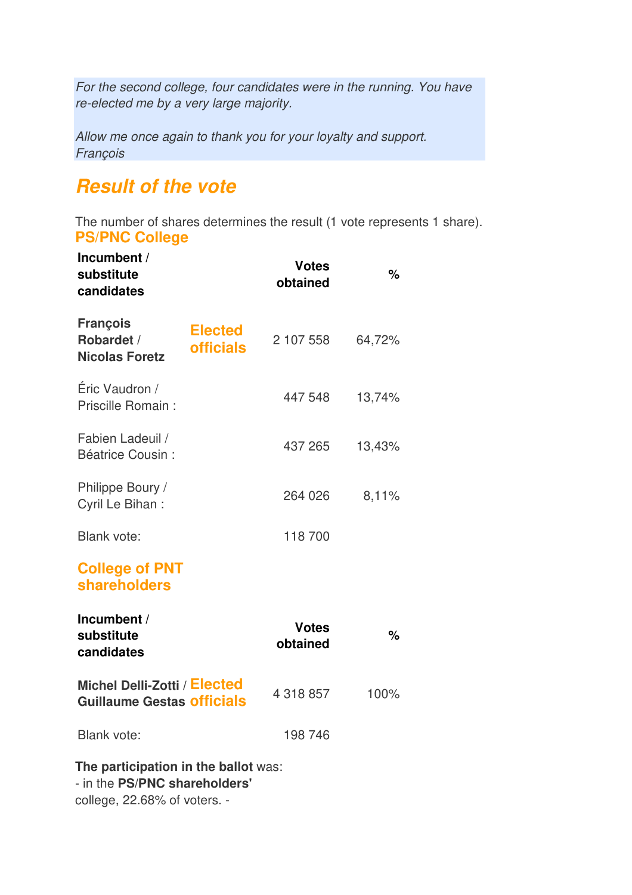*For the second college, four candidates were in the running. You have re-elected me by a very large majority.*

*Allow me once again to thank you for your loyalty and support.*
*François*

## Result of the vote

The number of shares determines the result (1 vote represents 1 share).

### PS/PNC College

| Incumbent / substitute candidates | | Votes obtained | % |
| --- | --- | --- | --- |
| **François Robardet / Nicolas Foretz** | **Elected officials** | 2 107 558 | 64,72% |
| Éric Vaudron / Priscille Romain : | | 447 548 | 13,74% |
| Fabien Ladeuil / Béatrice Cousin : | | 437 265 | 13,43% |
| Philippe Boury / Cyril Le Bihan : | | 264 026 | 8,11% |
| Blank vote: | | 118 700 | |

### College of PNT shareholders

| Incumbent / substitute candidates | | Votes obtained | % |
| --- | --- | --- | --- |
| **Michel Delli-Zotti / Guillaume Gestas** | **Elected officials** | 4 318 857 | 100% |
| Blank vote: | | 198 746 | |

**The participation in the ballot** was:
- in the **PS/PNC shareholders'** college, 22.68% of voters. -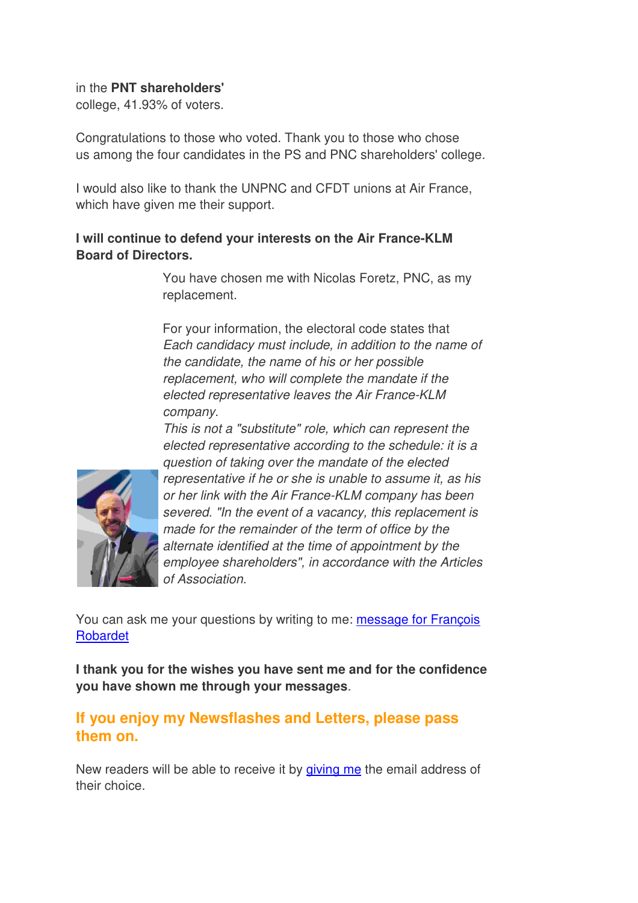in the **PNT shareholders'** college, 41.93% of voters.

Congratulations to those who voted. Thank you to those who chose us among the four candidates in the PS and PNC shareholders' college.

I would also like to thank the UNPNC and CFDT unions at Air France, which have given me their support.

**I will continue to defend your interests on the Air France-KLM Board of Directors.**

You have chosen me with Nicolas Foretz, PNC, as my replacement.

For your information, the electoral code states that *Each candidacy must include, in addition to the name of the candidate, the name of his or her possible replacement, who will complete the mandate if the elected representative leaves the Air France-KLM company.*
*This is not a "substitute" role, which can represent the elected representative according to the schedule: it is a question of taking over the mandate of the elected representative if he or she is unable to assume it, as his or her link with the Air France-KLM company has been severed. "In the event of a vacancy, this replacement is made for the remainder of the term of office by the alternate identified at the time of appointment by the employee shareholders", in accordance with the Articles of Association.*

You can ask me your questions by writing to me: [message for François Robardet]

**I thank you for the wishes you have sent me and for the confidence you have shown me through your messages**.

## If you enjoy my Newsflashes and Letters, please pass them on.

New readers will be able to receive it by [giving me] the email address of their choice.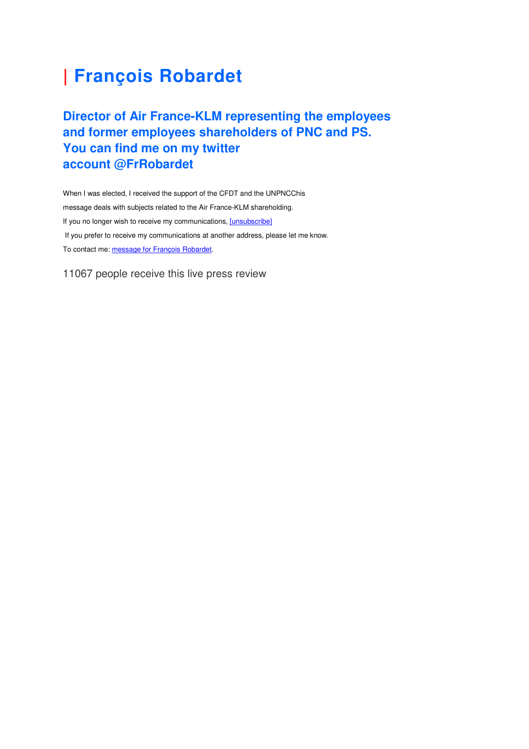# | François Robardet

## Director of Air France-KLM representing the employees and former employees shareholders of PNC and PS. You can find me on my twitter account @FrRobardet

When I was elected, I received the support of the CFDT and the UNPNCChis message deals with subjects related to the Air France-KLM shareholding.

If you no longer wish to receive my communications, [unsubscribe]

If you prefer to receive my communications at another address, please let me know.

To contact me: message for François Robardet.

11067 people receive this live press review